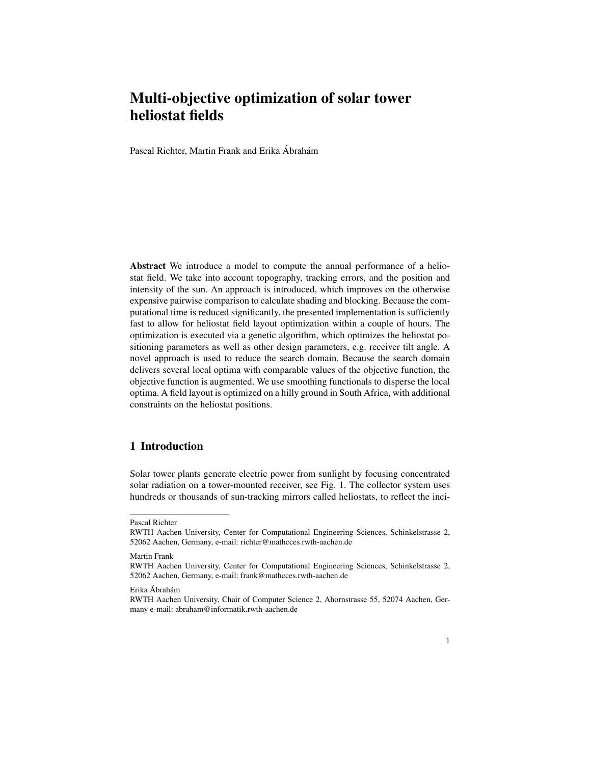# Multi-objective optimization of solar tower heliostat fields

Pascal Richter, Martin Frank and Erika Ábrahám

**Abstract** We introduce a model to compute the annual performance of a heliostat field. We take into account topography, tracking errors, and the position and intensity of the sun. An approach is introduced, which improves on the otherwise expensive pairwise comparison to calculate shading and blocking. Because the computational time is reduced significantly, the presented implementation is sufficiently fast to allow for heliostat field layout optimization within a couple of hours. The optimization is executed via a genetic algorithm, which optimizes the heliostat positioning parameters as well as other design parameters, e.g. receiver tilt angle. A novel approach is used to reduce the search domain. Because the search domain delivers several local optima with comparable values of the objective function, the objective function is augmented. We use smoothing functionals to disperse the local optima. A field layout is optimized on a hilly ground in South Africa, with additional constraints on the heliostat positions.

## 1 Introduction

Solar tower plants generate electric power from sunlight by focusing concentrated solar radiation on a tower-mounted receiver, see Fig. 1. The collector system uses hundreds or thousands of sun-tracking mirrors called heliostats, to reflect the inci-

---

Pascal Richter
RWTH Aachen University, Center for Computational Engineering Sciences, Schinkelstrasse 2, 52062 Aachen, Germany, e-mail: richter@mathcces.rwth-aachen.de

Martin Frank
RWTH Aachen University, Center for Computational Engineering Sciences, Schinkelstrasse 2, 52062 Aachen, Germany, e-mail: frank@mathcces.rwth-aachen.de

Erika Ábrahám
RWTH Aachen University, Chair of Computer Science 2, Ahornstrasse 55, 52074 Aachen, Germany e-mail: abraham@informatik.rwth-aachen.de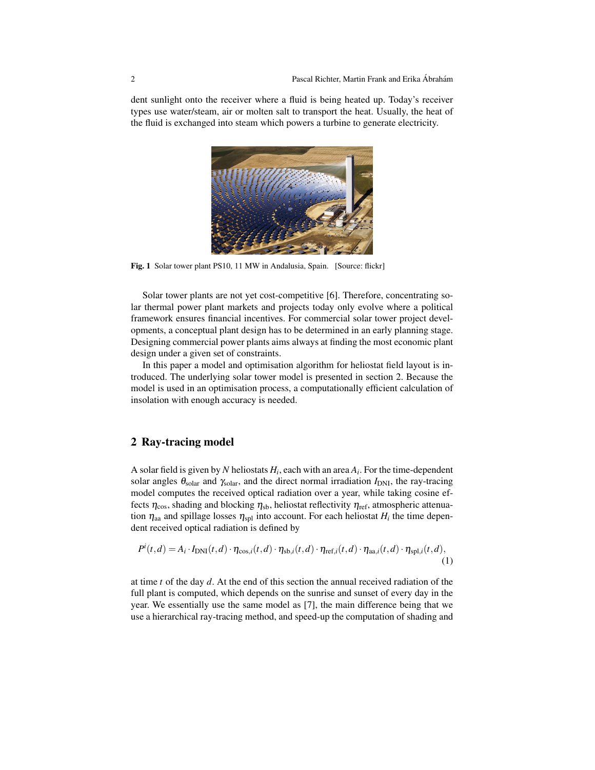dent sunlight onto the receiver where a fluid is being heated up. Today's receiver types use water/steam, air or molten salt to transport the heat. Usually, the heat of the fluid is exchanged into steam which powers a turbine to generate electricity.

**Fig. 1** Solar tower plant PS10, 11 MW in Andalusia, Spain. [Source: flickr]

Solar tower plants are not yet cost-competitive [6]. Therefore, concentrating solar thermal power plant markets and projects today only evolve where a political framework ensures financial incentives. For commercial solar tower project developments, a conceptual plant design has to be determined in an early planning stage. Designing commercial power plants aims always at finding the most economic plant design under a given set of constraints.

In this paper a model and optimisation algorithm for heliostat field layout is introduced. The underlying solar tower model is presented in section 2. Because the model is used in an optimisation process, a computationally efficient calculation of insolation with enough accuracy is needed.

## 2 Ray-tracing model

A solar field is given by $N$ heliostats $H_i$, each with an area $A_i$. For the time-dependent solar angles $\theta_{\text{solar}}$ and $\gamma_{\text{solar}}$, and the direct normal irradiation $I_{\text{DNI}}$, the ray-tracing model computes the received optical radiation over a year, while taking cosine effects $\eta_{\text{cos}}$, shading and blocking $\eta_{\text{sb}}$, heliostat reflectivity $\eta_{\text{ref}}$, atmospheric attenuation $\eta_{\text{aa}}$ and spillage losses $\eta_{\text{spl}}$ into account. For each heliostat $H_i$ the time dependent received optical radiation is defined by

$$P^i(t,d) = A_i \cdot I_{\text{DNI}}(t,d) \cdot \eta_{\text{cos},i}(t,d) \cdot \eta_{\text{sb},i}(t,d) \cdot \eta_{\text{ref},i}(t,d) \cdot \eta_{\text{aa},i}(t,d) \cdot \eta_{\text{spl},i}(t,d), \tag{1}$$

at time $t$ of the day $d$. At the end of this section the annual received radiation of the full plant is computed, which depends on the sunrise and sunset of every day in the year. We essentially use the same model as [7], the main difference being that we use a hierarchical ray-tracing method, and speed-up the computation of shading and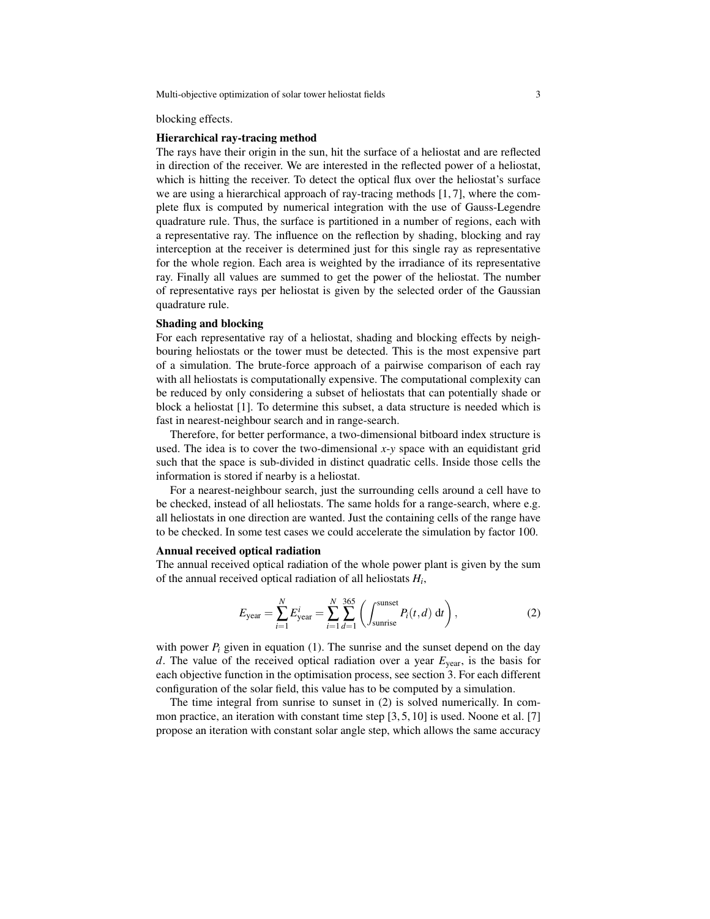blocking effects.

**Hierarchical ray-tracing method**

The rays have their origin in the sun, hit the surface of a heliostat and are reflected in direction of the receiver. We are interested in the reflected power of a heliostat, which is hitting the receiver. To detect the optical flux over the heliostat's surface we are using a hierarchical approach of ray-tracing methods [1, 7], where the complete flux is computed by numerical integration with the use of Gauss-Legendre quadrature rule. Thus, the surface is partitioned in a number of regions, each with a representative ray. The influence on the reflection by shading, blocking and ray interception at the receiver is determined just for this single ray as representative for the whole region. Each area is weighted by the irradiance of its representative ray. Finally all values are summed to get the power of the heliostat. The number of representative rays per heliostat is given by the selected order of the Gaussian quadrature rule.

**Shading and blocking**

For each representative ray of a heliostat, shading and blocking effects by neighbouring heliostats or the tower must be detected. This is the most expensive part of a simulation. The brute-force approach of a pairwise comparison of each ray with all heliostats is computationally expensive. The computational complexity can be reduced by only considering a subset of heliostats that can potentially shade or block a heliostat [1]. To determine this subset, a data structure is needed which is fast in nearest-neighbour search and in range-search.

Therefore, for better performance, a two-dimensional bitboard index structure is used. The idea is to cover the two-dimensional *x*-*y* space with an equidistant grid such that the space is sub-divided in distinct quadratic cells. Inside those cells the information is stored if nearby is a heliostat.

For a nearest-neighbour search, just the surrounding cells around a cell have to be checked, instead of all heliostats. The same holds for a range-search, where e.g. all heliostats in one direction are wanted. Just the containing cells of the range have to be checked. In some test cases we could accelerate the simulation by factor 100.

**Annual received optical radiation**

The annual received optical radiation of the whole power plant is given by the sum of the annual received optical radiation of all heliostats $H_i$,

$$E_{\text{year}} = \sum_{i=1}^{N} E^{i}_{\text{year}} = \sum_{i=1}^{N} \sum_{d=1}^{365} \left( \int_{\text{sunrise}}^{\text{sunset}} P_i(t,d)\, \mathrm{d}t \right), \tag{2}$$

with power $P_i$ given in equation (1). The sunrise and the sunset depend on the day $d$. The value of the received optical radiation over a year $E_{\text{year}}$, is the basis for each objective function in the optimisation process, see section 3. For each different configuration of the solar field, this value has to be computed by a simulation.

The time integral from sunrise to sunset in (2) is solved numerically. In common practice, an iteration with constant time step [3, 5, 10] is used. Noone et al. [7] propose an iteration with constant solar angle step, which allows the same accuracy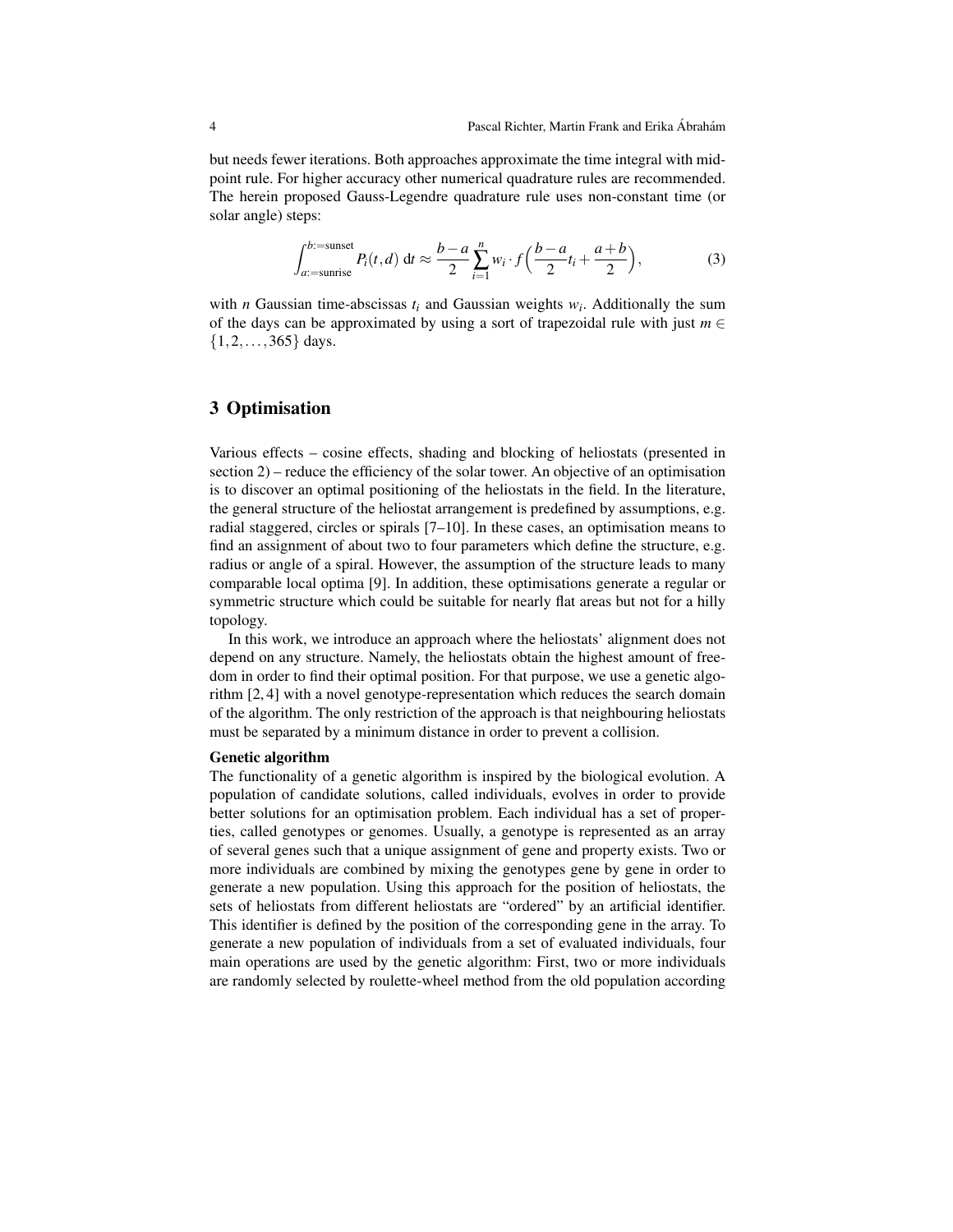but needs fewer iterations. Both approaches approximate the time integral with midpoint rule. For higher accuracy other numerical quadrature rules are recommended. The herein proposed Gauss-Legendre quadrature rule uses non-constant time (or solar angle) steps:

$$\int_{a:=\text{sunrise}}^{b:=\text{sunset}} P_i(t,d)\;\mathrm{d}t \approx \frac{b-a}{2}\sum_{i=1}^{n} w_i \cdot f\Big(\frac{b-a}{2}t_i + \frac{a+b}{2}\Big), \tag{3}$$

with $n$ Gaussian time-abscissas $t_i$ and Gaussian weights $w_i$. Additionally the sum of the days can be approximated by using a sort of trapezoidal rule with just $m \in \{1,2,\ldots,365\}$ days.

## 3 Optimisation

Various effects – cosine effects, shading and blocking of heliostats (presented in section 2) – reduce the efficiency of the solar tower. An objective of an optimisation is to discover an optimal positioning of the heliostats in the field. In the literature, the general structure of the heliostat arrangement is predefined by assumptions, e.g. radial staggered, circles or spirals [7–10]. In these cases, an optimisation means to find an assignment of about two to four parameters which define the structure, e.g. radius or angle of a spiral. However, the assumption of the structure leads to many comparable local optima [9]. In addition, these optimisations generate a regular or symmetric structure which could be suitable for nearly flat areas but not for a hilly topology.

In this work, we introduce an approach where the heliostats' alignment does not depend on any structure. Namely, the heliostats obtain the highest amount of freedom in order to find their optimal position. For that purpose, we use a genetic algorithm [2, 4] with a novel genotype-representation which reduces the search domain of the algorithm. The only restriction of the approach is that neighbouring heliostats must be separated by a minimum distance in order to prevent a collision.

**Genetic algorithm**

The functionality of a genetic algorithm is inspired by the biological evolution. A population of candidate solutions, called individuals, evolves in order to provide better solutions for an optimisation problem. Each individual has a set of properties, called genotypes or genomes. Usually, a genotype is represented as an array of several genes such that a unique assignment of gene and property exists. Two or more individuals are combined by mixing the genotypes gene by gene in order to generate a new population. Using this approach for the position of heliostats, the sets of heliostats from different heliostats are "ordered" by an artificial identifier. This identifier is defined by the position of the corresponding gene in the array. To generate a new population of individuals from a set of evaluated individuals, four main operations are used by the genetic algorithm: First, two or more individuals are randomly selected by roulette-wheel method from the old population according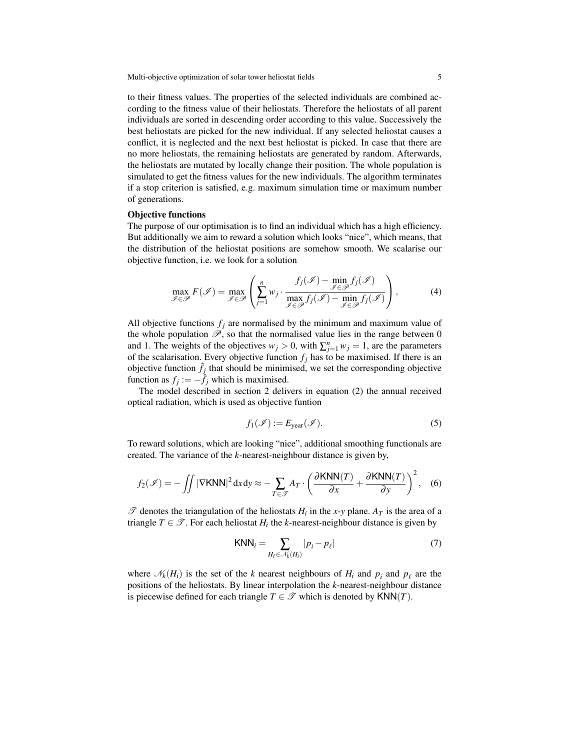to their fitness values. The properties of the selected individuals are combined according to the fitness value of their heliostats. Therefore the heliostats of all parent individuals are sorted in descending order according to this value. Successively the best heliostats are picked for the new individual. If any selected heliostat causes a conflict, it is neglected and the next best heliostat is picked. In case that there are no more heliostats, the remaining heliostats are generated by random. Afterwards, the heliostats are mutated by locally change their position. The whole population is simulated to get the fitness values for the new individuals. The algorithm terminates if a stop criterion is satisfied, e.g. maximum simulation time or maximum number of generations.

**Objective functions**

The purpose of our optimisation is to find an individual which has a high efficiency. But additionally we aim to reward a solution which looks "nice", which means, that the distribution of the heliostat positions are somehow smooth. We scalarise our objective function, i.e. we look for a solution

$$\max_{\mathscr{I}\in\mathscr{P}} F(\mathscr{I}) = \max_{\mathscr{I}\in\mathscr{P}} \left( \sum_{j=1}^{n} w_j \cdot \frac{f_j(\mathscr{I}) - \min\limits_{\mathscr{I}\in\mathscr{P}} f_j(\mathscr{I})}{\max\limits_{\mathscr{I}\in\mathscr{P}} f_j(\mathscr{I}) - \min\limits_{\mathscr{I}\in\mathscr{P}} f_j(\mathscr{I})} \right), \tag{4}$$

All objective functions $f_j$ are normalised by the minimum and maximum value of the whole population $\mathscr{P}$, so that the normalised value lies in the range between 0 and 1. The weights of the objectives $w_j > 0$, with $\sum_{j=1}^{n} w_j = 1$, are the parameters of the scalarisation. Every objective function $f_j$ has to be maximised. If there is an objective function $\hat{f}_j$ that should be minimised, we set the corresponding objective function as $f_j := -\hat{f}_j$ which is maximised.

The model described in section 2 delivers in equation (2) the annual received optical radiation, which is used as objective funtion

$$f_1(\mathscr{I}) := E_{\text{year}}(\mathscr{I}). \tag{5}$$

To reward solutions, which are looking "nice", additional smoothing functionals are created. The variance of the *k*-nearest-neighbour distance is given by,

$$f_2(\mathscr{I}) = -\iint |\nabla \mathsf{KNN}|^2 \,\mathrm{d}x\,\mathrm{d}y \approx -\sum_{T\in\mathscr{T}} A_T \cdot \left( \frac{\partial \mathsf{KNN}(T)}{\partial x} + \frac{\partial \mathsf{KNN}(T)}{\partial y} \right)^2, \tag{6}$$

$\mathscr{T}$ denotes the triangulation of the heliostats $H_i$ in the *x*-*y* plane. $A_T$ is the area of a triangle $T \in \mathscr{T}$. For each heliostat $H_i$ the *k*-nearest-neighbour distance is given by

$$\mathsf{KNN}_i = \sum_{H_\ell \in \mathscr{N}_k(H_i)} |p_i - p_\ell| \tag{7}$$

where $\mathscr{N}_k(H_i)$ is the set of the $k$ nearest neighbours of $H_i$ and $p_i$ and $p_\ell$ are the positions of the heliostats. By linear interpolation the *k*-nearest-neighbour distance is piecewise defined for each triangle $T \in \mathscr{T}$ which is denoted by $\mathsf{KNN}(T)$.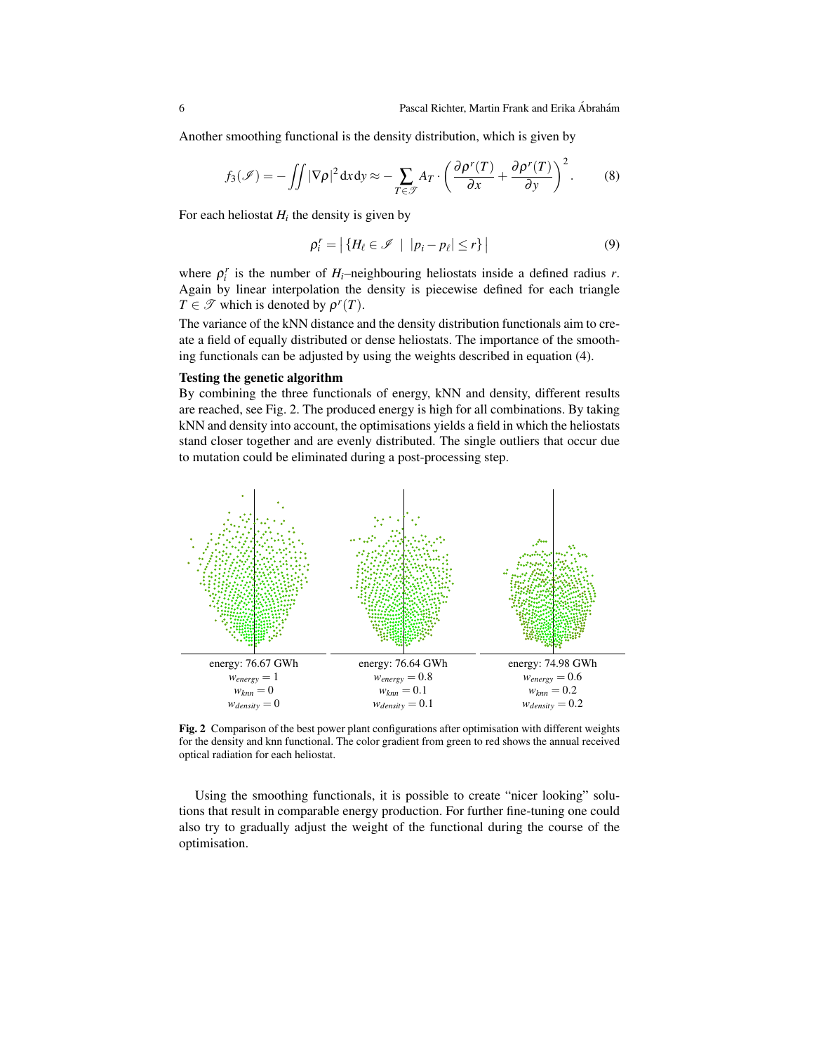Another smoothing functional is the density distribution, which is given by

$$f_3(\mathscr{I}) = -\iint |\nabla\rho|^2 \,\mathrm{d}x\,\mathrm{d}y \approx -\sum_{T\in\mathscr{T}} A_T \cdot \left(\frac{\partial \rho^r(T)}{\partial x} + \frac{\partial \rho^r(T)}{\partial y}\right)^2. \tag{8}$$

For each heliostat $H_i$ the density is given by

$$\rho_i^r = \left|\{H_\ell \in \mathscr{I} \;\mid\; |p_i - p_\ell| \le r\}\right| \tag{9}$$

where $\rho_i^r$ is the number of $H_i$–neighbouring heliostats inside a defined radius $r$. Again by linear interpolation the density is piecewise defined for each triangle $T \in \mathscr{T}$ which is denoted by $\rho^r(T)$.

The variance of the kNN distance and the density distribution functionals aim to create a field of equally distributed or dense heliostats. The importance of the smoothing functionals can be adjusted by using the weights described in equation (4).

**Testing the genetic algorithm**

By combining the three functionals of energy, kNN and density, different results are reached, see Fig. 2. The produced energy is high for all combinations. By taking kNN and density into account, the optimisations yields a field in which the heliostats stand closer together and are evenly distributed. The single outliers that occur due to mutation could be eliminated during a post-processing step.

| energy: 76.67 GWh | energy: 76.64 GWh | energy: 74.98 GWh |
|---|---|---|
| $w_{energy} = 1$ | $w_{energy} = 0.8$ | $w_{energy} = 0.6$ |
| $w_{knn} = 0$ | $w_{knn} = 0.1$ | $w_{knn} = 0.2$ |
| $w_{density} = 0$ | $w_{density} = 0.1$ | $w_{density} = 0.2$ |

**Fig. 2** Comparison of the best power plant configurations after optimisation with different weights for the density and knn functional. The color gradient from green to red shows the annual received optical radiation for each heliostat.

Using the smoothing functionals, it is possible to create "nicer looking" solutions that result in comparable energy production. For further fine-tuning one could also try to gradually adjust the weight of the functional during the course of the optimisation.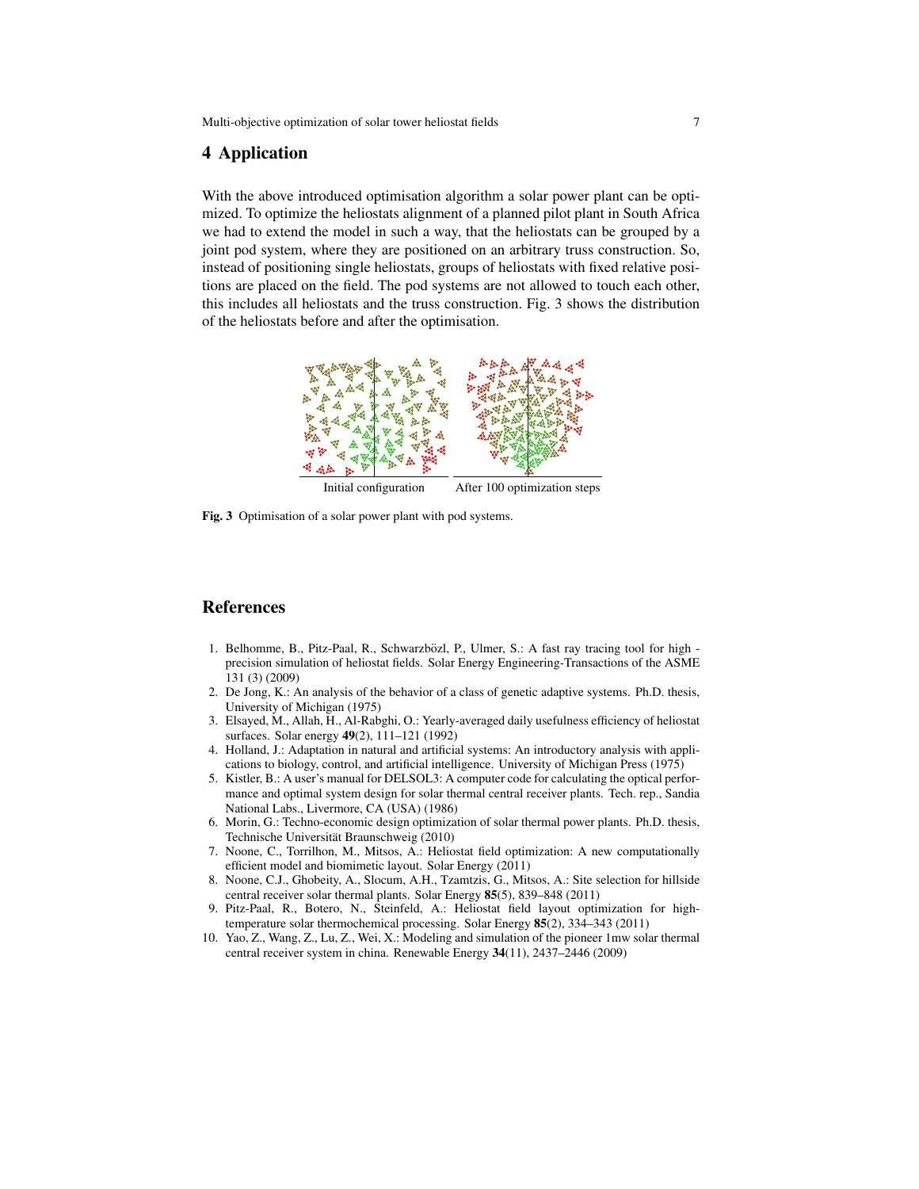## 4 Application

With the above introduced optimisation algorithm a solar power plant can be optimized. To optimize the heliostats alignment of a planned pilot plant in South Africa we had to extend the model in such a way, that the heliostats can be grouped by a joint pod system, where they are positioned on an arbitrary truss construction. So, instead of positioning single heliostats, groups of heliostats with fixed relative positions are placed on the field. The pod systems are not allowed to touch each other, this includes all heliostats and the truss construction. Fig. 3 shows the distribution of the heliostats before and after the optimisation.

Initial configuration

After 100 optimization steps

**Fig. 3** Optimisation of a solar power plant with pod systems.

## References

1. Belhomme, B., Pitz-Paal, R., Schwarzbözl, P., Ulmer, S.: A fast ray tracing tool for high - precision simulation of heliostat fields. Solar Energy Engineering-Transactions of the ASME 131 (3) (2009)
2. De Jong, K.: An analysis of the behavior of a class of genetic adaptive systems. Ph.D. thesis, University of Michigan (1975)
3. Elsayed, M., Allah, H., Al-Rabghi, O.: Yearly-averaged daily usefulness efficiency of heliostat surfaces. Solar energy **49**(2), 111–121 (1992)
4. Holland, J.: Adaptation in natural and artificial systems: An introductory analysis with applications to biology, control, and artificial intelligence. University of Michigan Press (1975)
5. Kistler, B.: A user's manual for DELSOL3: A computer code for calculating the optical performance and optimal system design for solar thermal central receiver plants. Tech. rep., Sandia National Labs., Livermore, CA (USA) (1986)
6. Morin, G.: Techno-economic design optimization of solar thermal power plants. Ph.D. thesis, Technische Universität Braunschweig (2010)
7. Noone, C., Torrilhon, M., Mitsos, A.: Heliostat field optimization: A new computationally efficient model and biomimetic layout. Solar Energy (2011)
8. Noone, C.J., Ghobeity, A., Slocum, A.H., Tzamtzis, G., Mitsos, A.: Site selection for hillside central receiver solar thermal plants. Solar Energy **85**(5), 839–848 (2011)
9. Pitz-Paal, R., Botero, N., Steinfeld, A.: Heliostat field layout optimization for high-temperature solar thermochemical processing. Solar Energy **85**(2), 334–343 (2011)
10. Yao, Z., Wang, Z., Lu, Z., Wei, X.: Modeling and simulation of the pioneer 1mw solar thermal central receiver system in china. Renewable Energy **34**(11), 2437–2446 (2009)